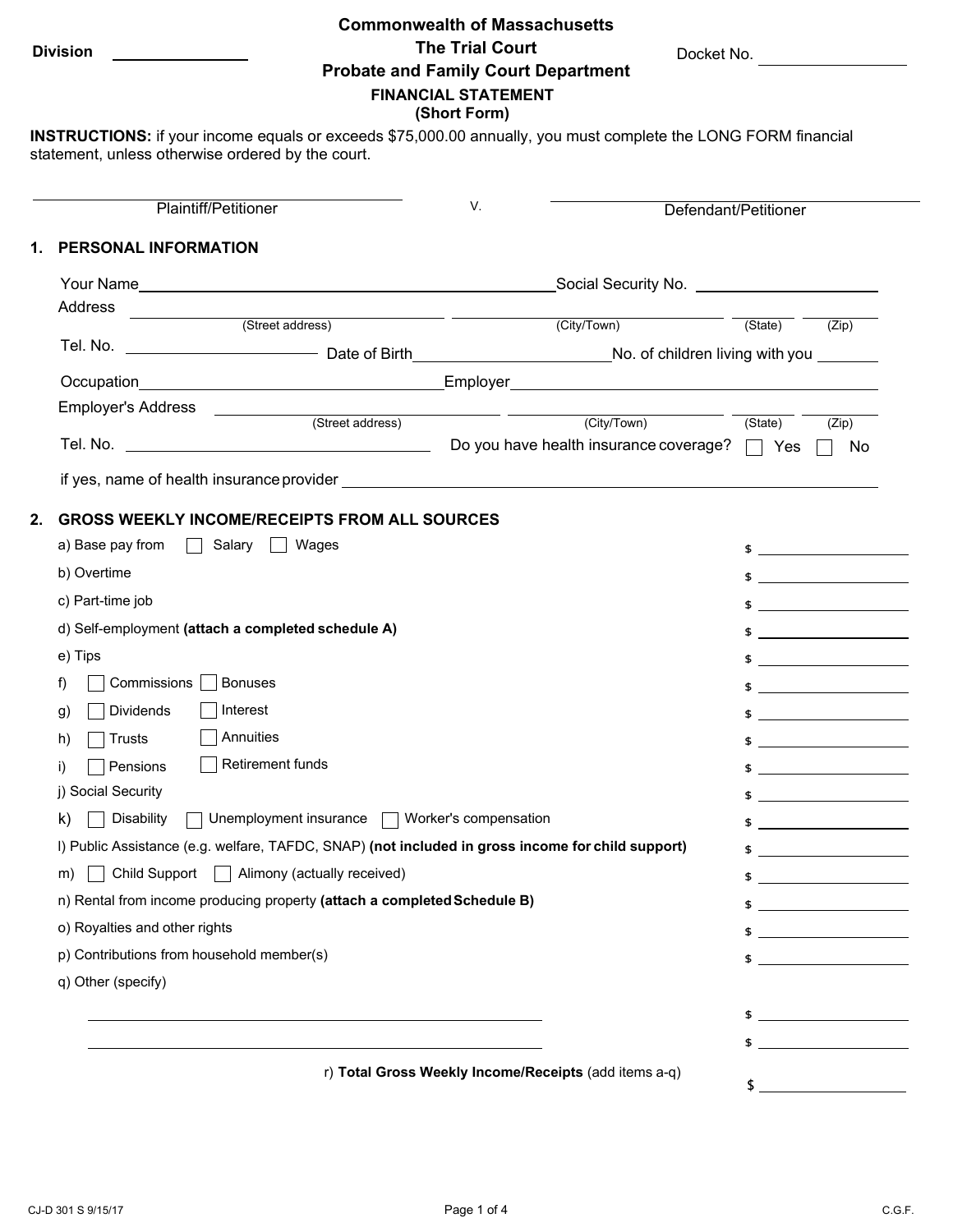Division ______________

**Commonwealth of Massachusetts**
**The Trial Court**
**Probate and Family Court Department**

Docket No. ______________

## FINANCIAL STATEMENT
### (Short Form)

**INSTRUCTIONS:** if your income equals or exceeds $75,000.00 annually, you must complete the LONG FORM financial statement, unless otherwise ordered by the court.

______________________ v. ______________________
Plaintiff/Petitioner                Defendant/Petitioner

## 1. PERSONAL INFORMATION

Your Name ______________________ Social Security No. ______________________

Address ______________________ ______________________ ________ ________
(Street address)   (City/Town)   (State)   (Zip)

Tel. No. ______________ Date of Birth ______________ No. of children living with you ________

Occupation ______________________ Employer ______________________

Employer's Address ______________________ ______________________ ________ ________
(Street address)   (City/Town)   (State)   (Zip)

Tel. No. ______________________ Do you have health insurance coverage? ☐ Yes ☐ No

if yes, name of health insurance provider ______________________

## 2. GROSS WEEKLY INCOME/RECEIPTS FROM ALL SOURCES

| Item | Amount |
|---|---|
| a) Base pay from ☐ Salary ☐ Wages | $ |
| b) Overtime | $ |
| c) Part-time job | $ |
| d) Self-employment **(attach a completed schedule A)** | $ |
| e) Tips | $ |
| f) ☐ Commissions ☐ Bonuses | $ |
| g) ☐ Dividends ☐ Interest | $ |
| h) ☐ Trusts ☐ Annuities | $ |
| i) ☐ Pensions ☐ Retirement funds | $ |
| j) Social Security | $ |
| k) ☐ Disability ☐ Unemployment insurance ☐ Worker's compensation | $ |
| l) Public Assistance (e.g. welfare, TAFDC, SNAP) **(not included in gross income for child support)** | $ |
| m) ☐ Child Support ☐ Alimony (actually received) | $ |
| n) Rental from income producing property **(attach a completed Schedule B)** | $ |
| o) Royalties and other rights | $ |
| p) Contributions from household member(s) | $ |
| q) Other (specify) | |
| ______________________ | $ |
| ______________________ | $ |
| r) **Total Gross Weekly Income/Receipts** (add items a-q) | $ |

CJ-D 301 S 9/15/17     C.G.F.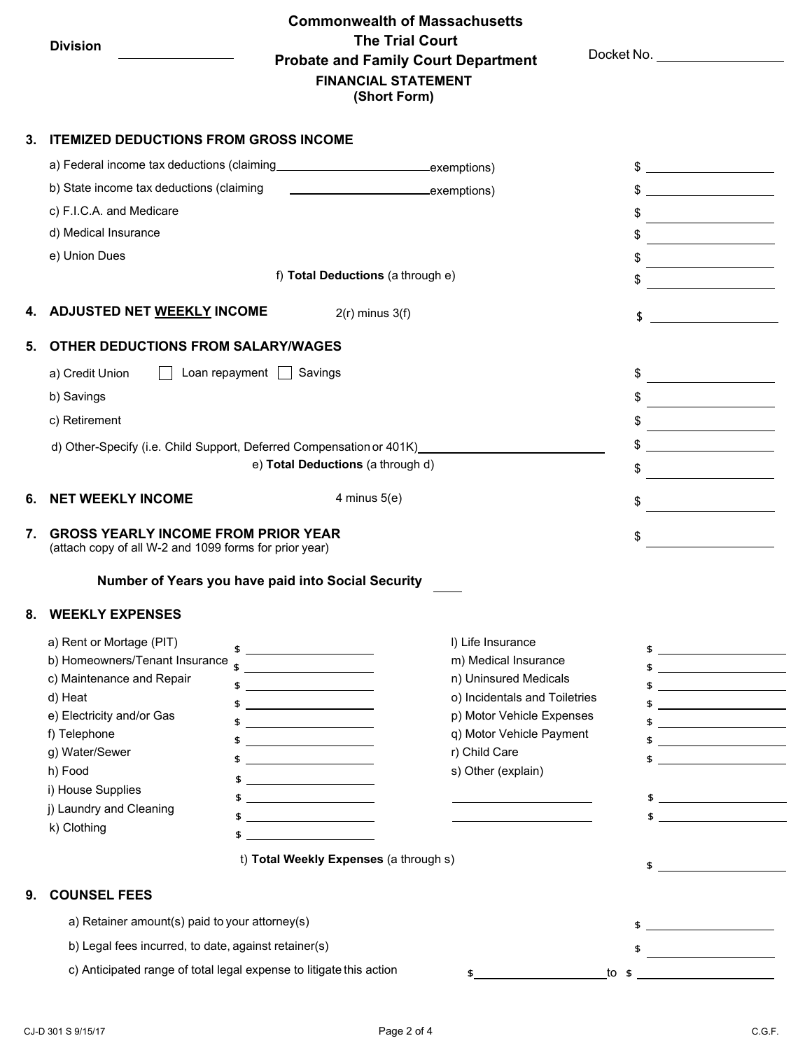**Division** ____________

**Commonwealth of Massachusetts**
**The Trial Court**
**Probate and Family Court Department**
**FINANCIAL STATEMENT**
**(Short Form)**

Docket No. ____________

## 3. ITEMIZED DEDUCTIONS FROM GROSS INCOME

a) Federal income tax deductions (claiming ____________ exemptions) $ ____________

b) State income tax deductions (claiming ____________ exemptions) $ ____________

c) F.I.C.A. and Medicare $ ____________

d) Medical Insurance $ ____________

e) Union Dues $ ____________

f) **Total Deductions** (a through e) $ ____________

## 4. ADJUSTED NET WEEKLY INCOME

2(r) minus 3(f) $ ____________

## 5. OTHER DEDUCTIONS FROM SALARY/WAGES

a) Credit Union ☐ Loan repayment ☐ Savings $ ____________

b) Savings $ ____________

c) Retirement $ ____________

d) Other-Specify (i.e. Child Support, Deferred Compensation or 401K) ____________ $ ____________

e) **Total Deductions** (a through d) $ ____________

## 6. NET WEEKLY INCOME

4 minus 5(e) $ ____________

## 7. GROSS YEARLY INCOME FROM PRIOR YEAR

(attach copy of all W-2 and 1099 forms for prior year) $ ____________

**Number of Years you have paid into Social Security** ____

## 8. WEEKLY EXPENSES

| | | | |
|---|---|---|---|
| a) Rent or Mortage (PIT) | $ | l) Life Insurance | $ |
| b) Homeowners/Tenant Insurance | $ | m) Medical Insurance | $ |
| c) Maintenance and Repair | $ | n) Uninsured Medicals | $ |
| d) Heat | $ | o) Incidentals and Toiletries | $ |
| e) Electricity and/or Gas | $ | p) Motor Vehicle Expenses | $ |
| f) Telephone | $ | q) Motor Vehicle Payment | $ |
| g) Water/Sewer | $ | r) Child Care | $ |
| h) Food | $ | s) Other (explain) | |
| i) House Supplies | $ | ____________ | $ |
| j) Laundry and Cleaning | $ | ____________ | $ |
| k) Clothing | $ | | |

t) **Total Weekly Expenses** (a through s) $ ____________

## 9. COUNSEL FEES

a) Retainer amount(s) paid to your attorney(s) $ ____________

b) Legal fees incurred, to date, against retainer(s) $ ____________

c) Anticipated range of total legal expense to litigate this action $ ____________ to $ ____________

CJ-D 301 S 9/15/17 C.G.F.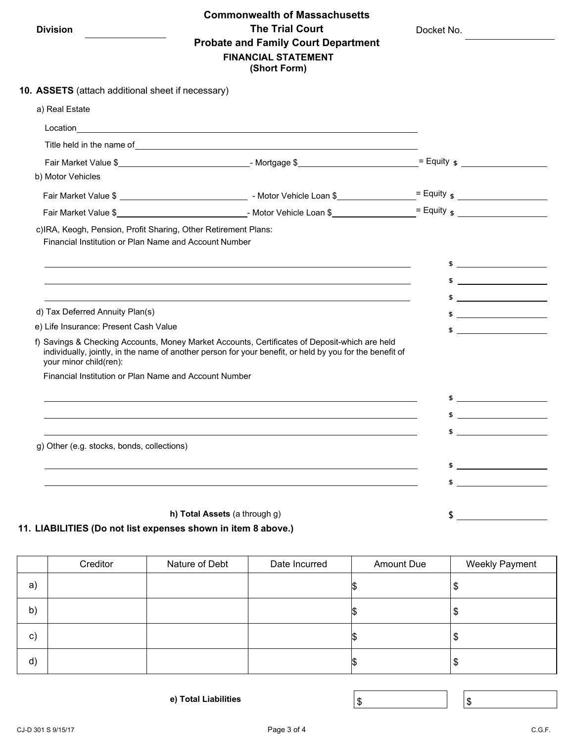Division ______________ **Commonwealth of Massachusetts** Docket No. ______________

**The Trial Court**

**Probate and Family Court Department**

**FINANCIAL STATEMENT**
**(Short Form)**

**10. ASSETS** (attach additional sheet if necessary)

a) Real Estate

Location________________________________________________

Title held in the name of________________________________________

Fair Market Value $______________ - Mortgage $______________ = Equity $______________

b) Motor Vehicles

Fair Market Value $______________ - Motor Vehicle Loan $______________ = Equity $______________

Fair Market Value $______________ - Motor Vehicle Loan $______________ = Equity $______________

c) IRA, Keogh, Pension, Profit Sharing, Other Retirement Plans:
Financial Institution or Plan Name and Account Number

________________________________________________ $______________

________________________________________________ $______________

________________________________________________ $______________

d) Tax Deferred Annuity Plan(s) $______________

e) Life Insurance: Present Cash Value $______________

f) Savings & Checking Accounts, Money Market Accounts, Certificates of Deposit-which are held individually, jointly, in the name of another person for your benefit, or held by you for the benefit of your minor child(ren):

Financial Institution or Plan Name and Account Number

________________________________________________ $______________

________________________________________________ $______________

________________________________________________ $______________

g) Other (e.g. stocks, bonds, collections)

________________________________________________ $______________

________________________________________________ $______________

**h) Total Assets** (a through g) $______________

**11. LIABILITIES (Do not list expenses shown in item 8 above.)**

| | Creditor | Nature of Debt | Date Incurred | Amount Due | Weekly Payment |
|---|---|---|---|---|---|
| a) | | | | $ | $ |
| b) | | | | $ | $ |
| c) | | | | $ | $ |
| d) | | | | $ | $ |
| | | **e) Total Liabilities** | | $ | $ |

CJ-D 301 S 9/15/17 C.G.F.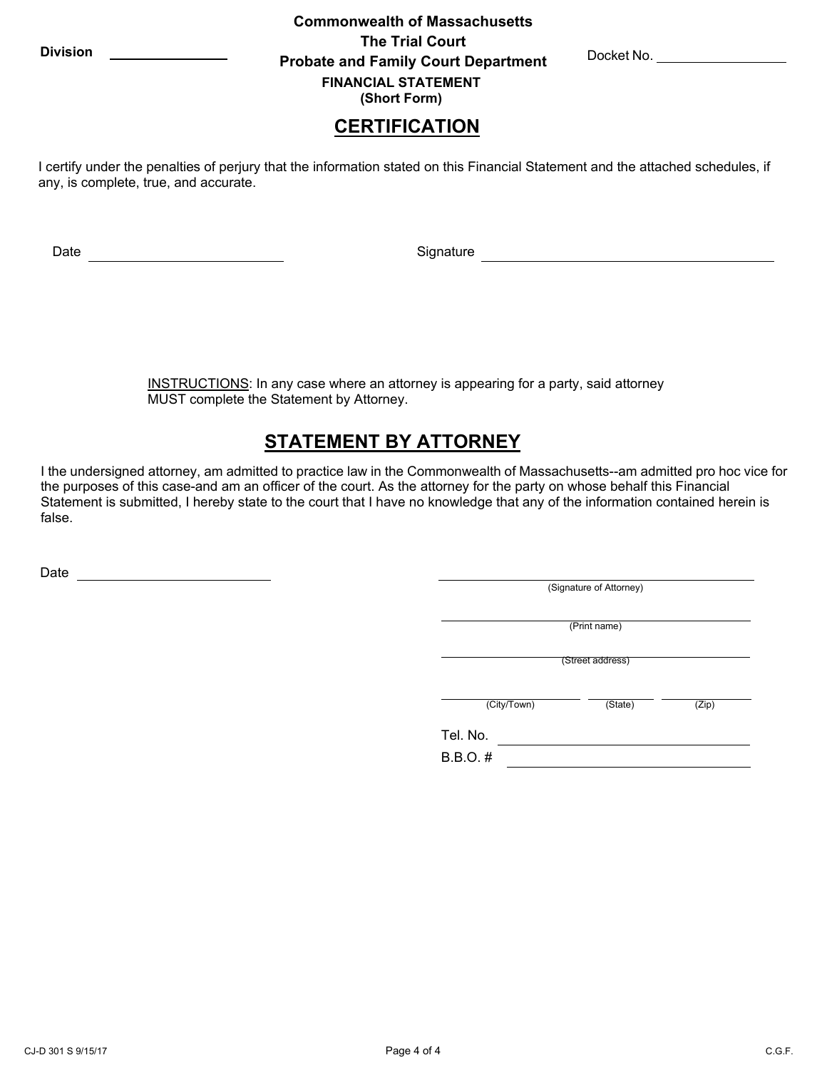Division ________________

**Commonwealth of Massachusetts**
**The Trial Court**
**Probate and Family Court Department**
**FINANCIAL STATEMENT**
**(Short Form)**

Docket No. ________________

## CERTIFICATION

I certify under the penalties of perjury that the information stated on this Financial Statement and the attached schedules, if any, is complete, true, and accurate.

Date ________________________ Signature ________________________________________

INSTRUCTIONS: In any case where an attorney is appearing for a party, said attorney MUST complete the Statement by Attorney.

## STATEMENT BY ATTORNEY

I the undersigned attorney, am admitted to practice law in the Commonwealth of Massachusetts--am admitted pro hoc vice for the purposes of this case-and am an officer of the court. As the attorney for the party on whose behalf this Financial Statement is submitted, I hereby state to the court that I have no knowledge that any of the information contained herein is false.

Date ________________________

________________________________________
(Signature of Attorney)

________________________________________
(Print name)

________________________________________
(Street address)

____________________ __________ __________
(City/Town) (State) (Zip)

Tel. No. ________________________________

B.B.O. # ________________________________

CJ-D 301 S 9/15/17 C.G.F.